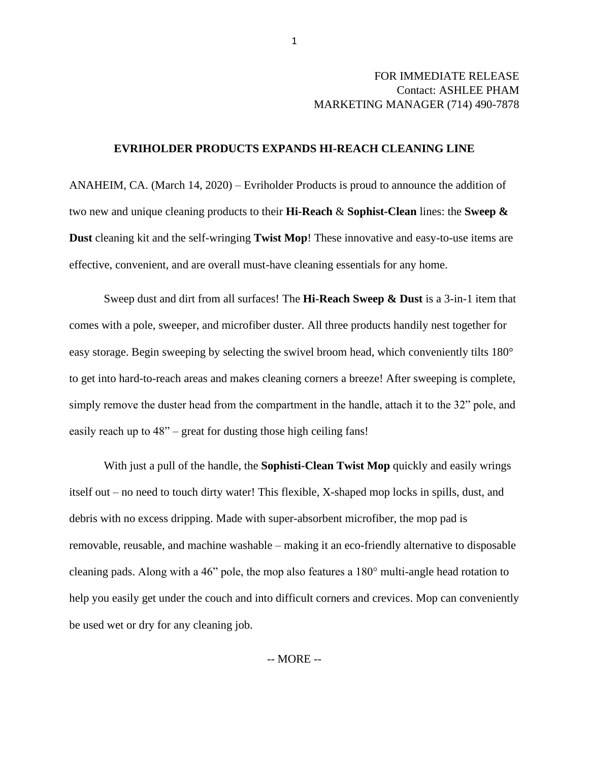FOR IMMEDIATE RELEASE
Contact: ASHLEE PHAM
MARKETING MANAGER (714) 490-7878

**EVRIHOLDER PRODUCTS EXPANDS HI-REACH CLEANING LINE**

ANAHEIM, CA. (March 14, 2020) – Evriholder Products is proud to announce the addition of two new and unique cleaning products to their **Hi-Reach** & **Sophist-Clean** lines: the **Sweep & Dust** cleaning kit and the self-wringing **Twist Mop**! These innovative and easy-to-use items are effective, convenient, and are overall must-have cleaning essentials for any home.

Sweep dust and dirt from all surfaces! The **Hi-Reach Sweep & Dust** is a 3-in-1 item that comes with a pole, sweeper, and microfiber duster. All three products handily nest together for easy storage. Begin sweeping by selecting the swivel broom head, which conveniently tilts 180° to get into hard-to-reach areas and makes cleaning corners a breeze! After sweeping is complete, simply remove the duster head from the compartment in the handle, attach it to the 32" pole, and easily reach up to 48" – great for dusting those high ceiling fans!

With just a pull of the handle, the **Sophisti-Clean Twist Mop** quickly and easily wrings itself out – no need to touch dirty water! This flexible, X-shaped mop locks in spills, dust, and debris with no excess dripping. Made with super-absorbent microfiber, the mop pad is removable, reusable, and machine washable – making it an eco-friendly alternative to disposable cleaning pads. Along with a 46" pole, the mop also features a 180° multi-angle head rotation to help you easily get under the couch and into difficult corners and crevices. Mop can conveniently be used wet or dry for any cleaning job.

-- MORE --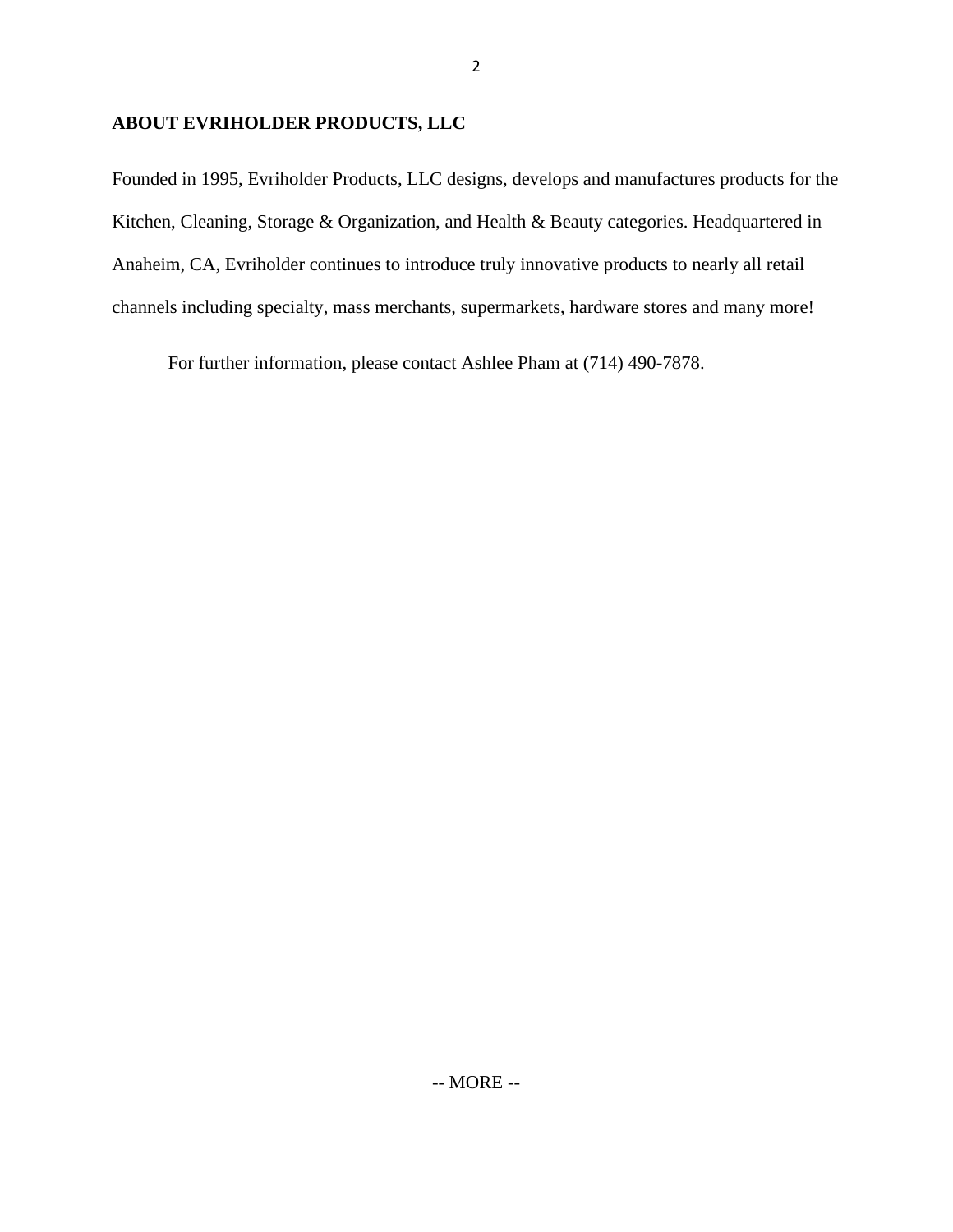**ABOUT EVRIHOLDER PRODUCTS, LLC**

Founded in 1995, Evriholder Products, LLC designs, develops and manufactures products for the Kitchen, Cleaning, Storage & Organization, and Health & Beauty categories. Headquartered in Anaheim, CA, Evriholder continues to introduce truly innovative products to nearly all retail channels including specialty, mass merchants, supermarkets, hardware stores and many more!

For further information, please contact Ashlee Pham at (714) 490-7878.

-- MORE --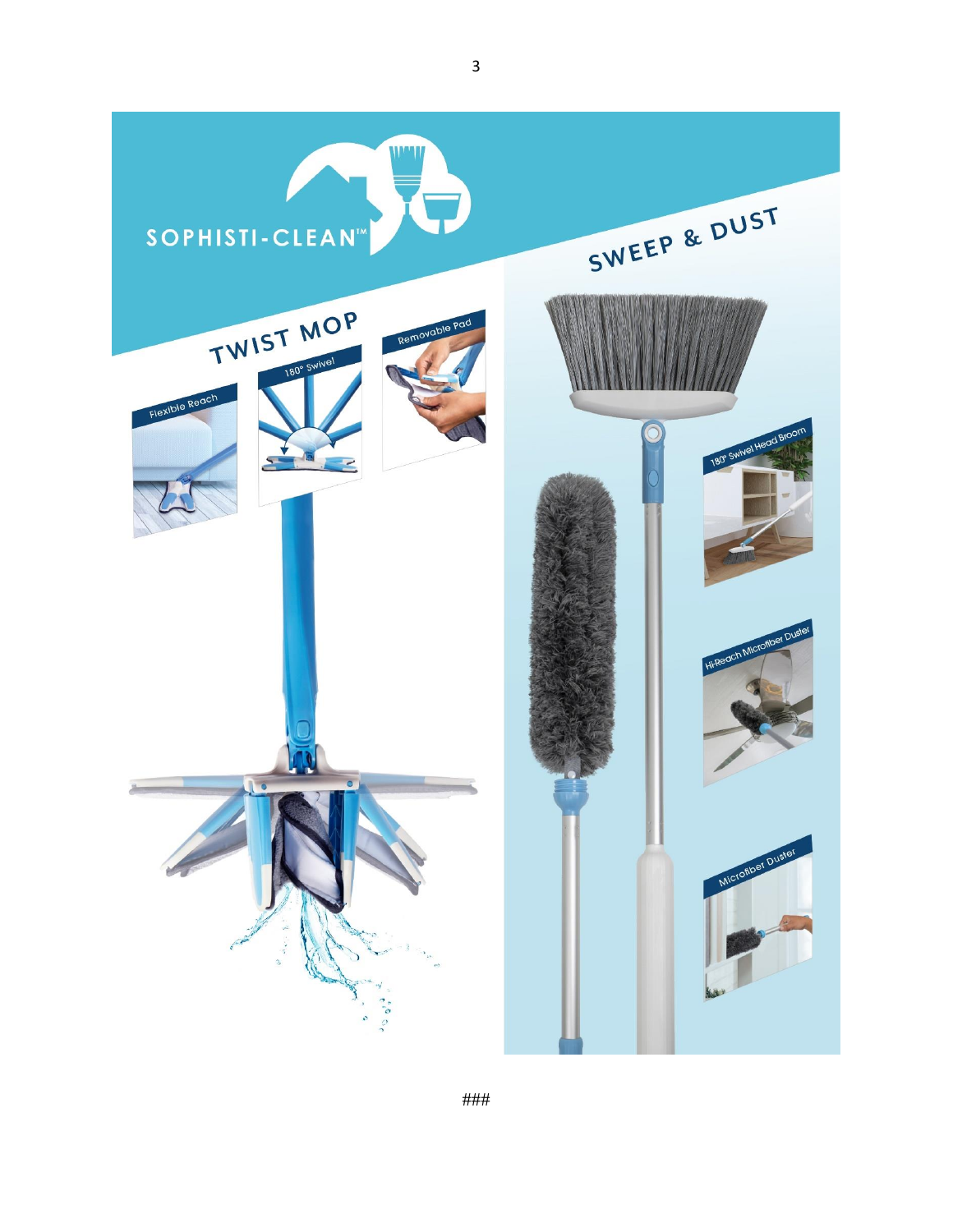SOPHISTI-CLEAN™

TWIST MOP

Flexible Reach

180° Swivel

Removable Pad

SWEEP & DUST

180° Swivel Head Broom

Hi-Reach Microfiber Duster

Microfiber Duster

###